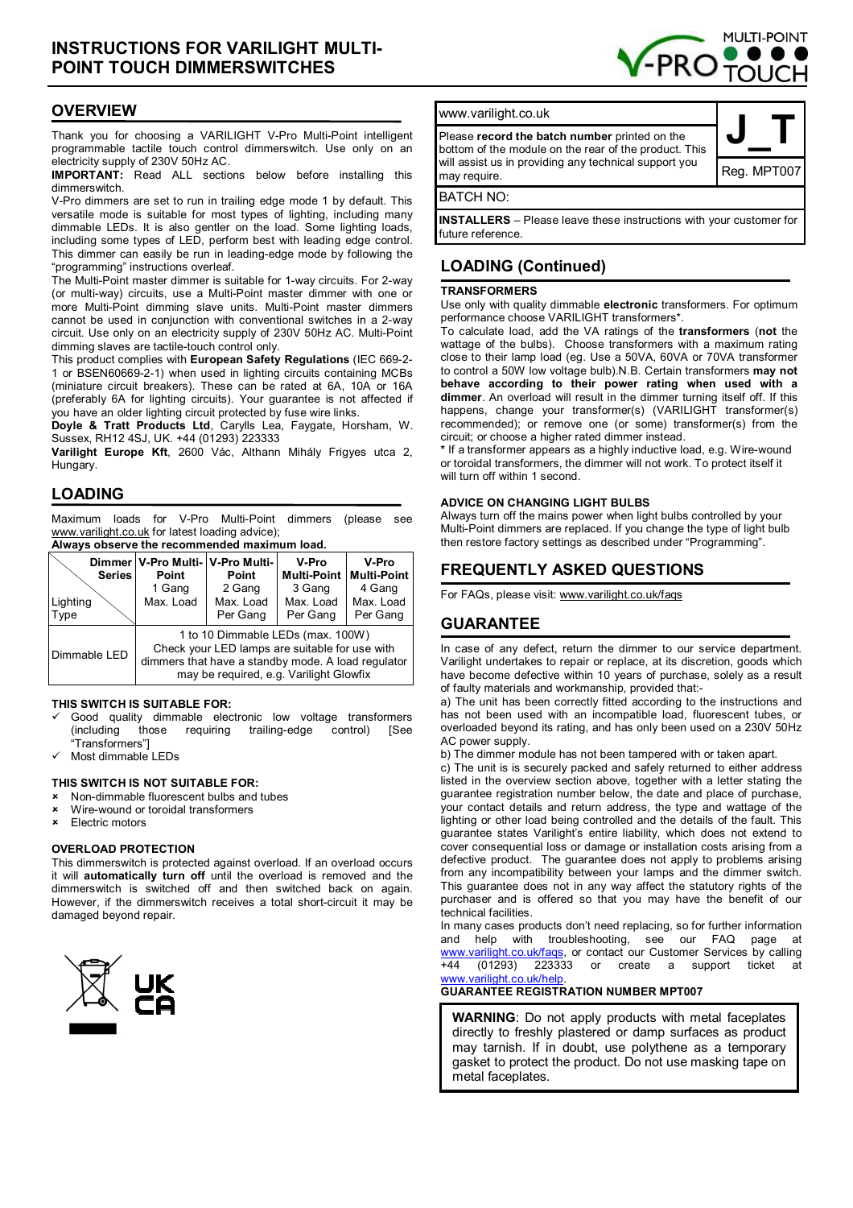# INSTRUCTIONS FOR VARILIGHT MULTI-POINT TOUCH DIMMERSWITCHES

## OVERVIEW

Thank you for choosing a VARILIGHT V-Pro Multi-Point intelligent programmable tactile touch control dimmerswitch. Use only on an electricity supply of 230V 50Hz AC.

**IMPORTANT:** Read ALL sections below before installing this dimmerswitch.

V-Pro dimmers are set to run in trailing edge mode 1 by default. This versatile mode is suitable for most types of lighting, including many dimmable LEDs. It is also gentler on the load. Some lighting loads, including some types of LED, perform best with leading edge control. This dimmer can easily be run in leading-edge mode by following the "programming" instructions overleaf.

The Multi-Point master dimmer is suitable for 1-way circuits. For 2-way (or multi-way) circuits, use a Multi-Point master dimmer with one or more Multi-Point dimming slave units. Multi-Point master dimmers cannot be used in conjunction with conventional switches in a 2-way circuit. Use only on an electricity supply of 230V 50Hz AC. Multi-Point dimming slaves are tactile-touch control only.

This product complies with **European Safety Regulations** (IEC 669-2-1 or BSEN60669-2-1) when used in lighting circuits containing MCBs (miniature circuit breakers). These can be rated at 6A, 10A or 16A (preferably 6A for lighting circuits). Your guarantee is not affected if you have an older lighting circuit protected by fuse wire links.

**Doyle & Tratt Products Ltd**, Carylls Lea, Faygate, Horsham, W. Sussex, RH12 4SJ, UK. +44 (01293) 223333

**Varilight Europe Kft**, 2600 Vác, Althann Mihály Frigyes utca 2, Hungary.

## LOADING

Maximum loads for V-Pro Multi-Point dimmers (please see www.varilight.co.uk for latest loading advice);

**Always observe the recommended maximum load.**

| Dimmer Series / Lighting Type | V-Pro Multi-Point 1 Gang Max. Load | V-Pro Multi-Point 2 Gang Max. Load Per Gang | V-Pro Multi-Point 3 Gang Max. Load Per Gang | V-Pro Multi-Point 4 Gang Max. Load Per Gang |
|---|---|---|---|---|
| Dimmable LED | 1 to 10 Dimmable LEDs (max. 100W) Check your LED lamps are suitable for use with dimmers that have a standby mode. A load regulator may be required, e.g. Varilight Glowfix | | | |

### THIS SWITCH IS SUITABLE FOR:

- ✓ Good quality dimmable electronic low voltage transformers (including those requiring trailing-edge control) [See "Transformers"]
- ✓ Most dimmable LEDs

### THIS SWITCH IS NOT SUITABLE FOR:

- × Non-dimmable fluorescent bulbs and tubes
- × Wire-wound or toroidal transformers
- × Electric motors

### OVERLOAD PROTECTION

This dimmerswitch is protected against overload. If an overload occurs it will **automatically turn off** until the overload is removed and the dimmerswitch is switched off and then switched back on again. However, if the dimmerswitch receives a total short-circuit it may be damaged beyond repair.

www.varilight.co.uk

Please **record the batch number** printed on the bottom of the module on the rear of the product. This will assist us in providing any technical support you may require.

Reg. MPT007

BATCH NO:

**INSTALLERS** – Please leave these instructions with your customer for future reference.

## LOADING (Continued)

### TRANSFORMERS

Use only with quality dimmable **electronic** transformers. For optimum performance choose VARILIGHT transformers*.

To calculate load, add the VA ratings of the **transformers** (**not** the wattage of the bulbs). Choose transformers with a maximum rating close to their lamp load (eg. Use a 50VA, 60VA or 70VA transformer to control a 50W low voltage bulb).N.B. Certain transformers **may not behave according to their power rating when used with a dimmer**. An overload will result in the dimmer turning itself off. If this happens, change your transformer(s) (VARILIGHT transformer(s) recommended); or remove one (or some) transformer(s) from the circuit; or choose a higher rated dimmer instead.

**\*** If a transformer appears as a highly inductive load, e.g. Wire-wound or toroidal transformers, the dimmer will not work. To protect itself it will turn off within 1 second.

### ADVICE ON CHANGING LIGHT BULBS

Always turn off the mains power when light bulbs controlled by your Multi-Point dimmers are replaced. If you change the type of light bulb then restore factory settings as described under "Programming".

## FREQUENTLY ASKED QUESTIONS

For FAQs, please visit: www.varilight.co.uk/faqs

## GUARANTEE

In case of any defect, return the dimmer to our service department. Varilight undertakes to repair or replace, at its discretion, goods which have become defective within 10 years of purchase, solely as a result of faulty materials and workmanship, provided that:-

a) The unit has been correctly fitted according to the instructions and has not been used with an incompatible load, fluorescent tubes, or overloaded beyond its rating, and has only been used on a 230V 50Hz AC power supply.

b) The dimmer module has not been tampered with or taken apart.

c) The unit is securely packed and safely returned to either address listed in the overview section above, together with a letter stating the guarantee registration number below, the date and place of purchase, your contact details and return address, the type and wattage of the lighting or other load being controlled and the details of the fault. This guarantee states Varilight's entire liability, which does not extend to cover consequential loss or damage or installation costs arising from a defective product. The guarantee does not apply to problems arising from any incompatibility between your lamps and the dimmer switch. This guarantee does not in any way affect the statutory rights of the purchaser and is offered so that you may have the benefit of our technical facilities.

In many cases products don't need replacing, so for further information and help with troubleshooting, see our FAQ page at www.varilight.co.uk/faqs, or contact our Customer Services by calling +44 (01293) 223333 or create a support ticket at www.varilight.co.uk/help.

**GUARANTEE REGISTRATION NUMBER MPT007**

**WARNING**: Do not apply products with metal faceplates directly to freshly plastered or damp surfaces as product may tarnish. If in doubt, use polythene as a temporary gasket to protect the product. Do not use masking tape on metal faceplates.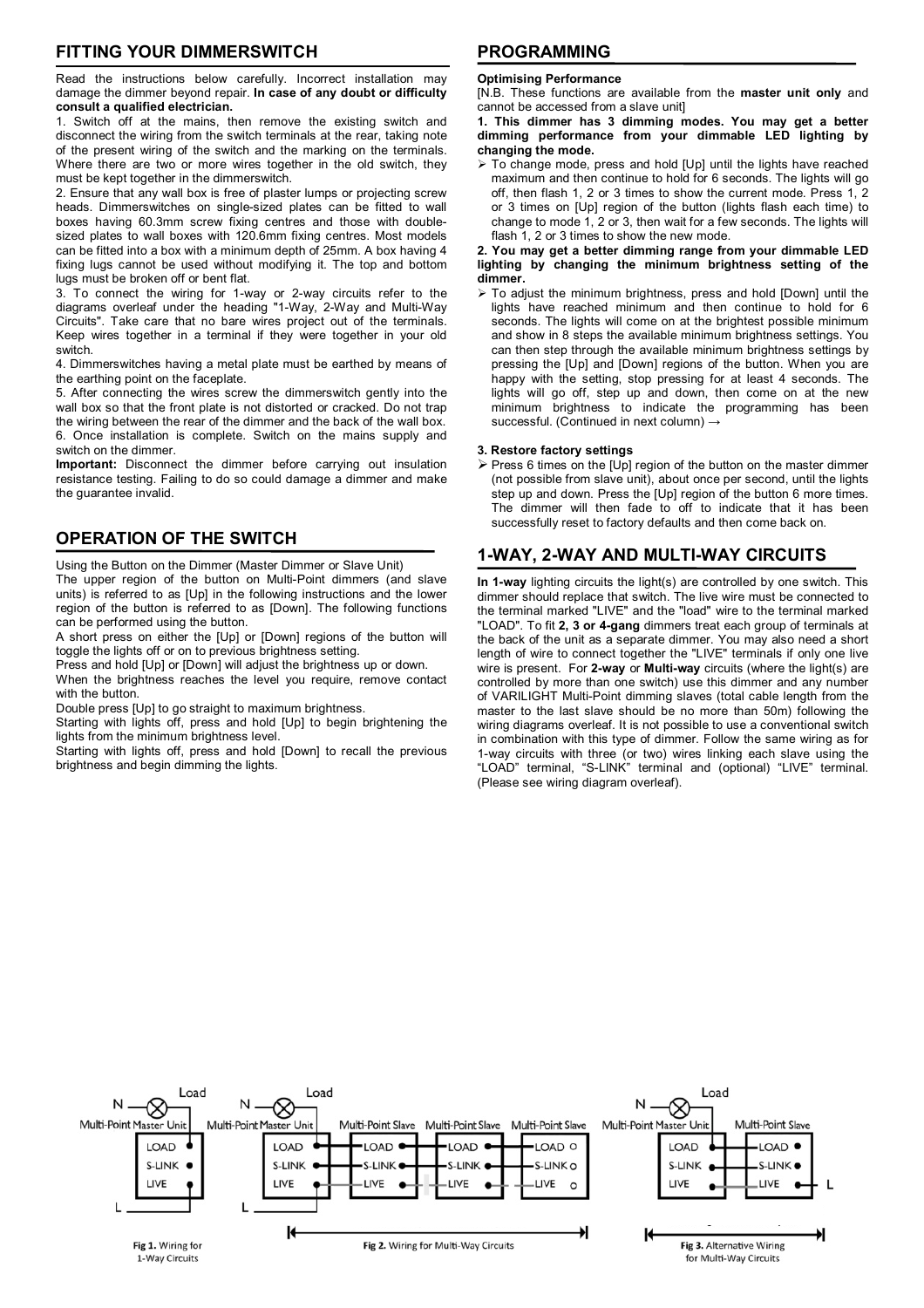## FITTING YOUR DIMMERSWITCH

Read the instructions below carefully. Incorrect installation may damage the dimmer beyond repair. **In case of any doubt or difficulty consult a qualified electrician.**

1. Switch off at the mains, then remove the existing switch and disconnect the wiring from the switch terminals at the rear, taking note of the present wiring of the switch and the marking on the terminals. Where there are two or more wires together in the old switch, they must be kept together in the dimmerswitch.
2. Ensure that any wall box is free of plaster lumps or projecting screw heads. Dimmerswitches on single-sized plates can be fitted to wall boxes having 60.3mm screw fixing centres and those with double-sized plates to wall boxes with 120.6mm fixing centres. Most models can be fitted into a box with a minimum depth of 25mm. A box having 4 fixing lugs cannot be used without modifying it. The top and bottom lugs must be broken off or bent flat.
3. To connect the wiring for 1-way or 2-way circuits refer to the diagrams overleaf under the heading "1-Way, 2-Way and Multi-Way Circuits". Take care that no bare wires project out of the terminals. Keep wires together in a terminal if they were together in your old switch.
4. Dimmerswitches having a metal plate must be earthed by means of the earthing point on the faceplate.
5. After connecting the wires screw the dimmerswitch gently into the wall box so that the front plate is not distorted or cracked. Do not trap the wiring between the rear of the dimmer and the back of the wall box.
6. Once installation is complete. Switch on the mains supply and switch on the dimmer.

**Important:** Disconnect the dimmer before carrying out insulation resistance testing. Failing to do so could damage a dimmer and make the guarantee invalid.

## OPERATION OF THE SWITCH

Using the Button on the Dimmer (Master Dimmer or Slave Unit)

The upper region of the button on Multi-Point dimmers (and slave units) is referred to as [Up] in the following instructions and the lower region of the button is referred to as [Down]. The following functions can be performed using the button.

A short press on either the [Up] or [Down] regions of the button will toggle the lights off or on to previous brightness setting.

Press and hold [Up] or [Down] will adjust the brightness up or down.

When the brightness reaches the level you require, remove contact with the button.

Double press [Up] to go straight to maximum brightness.

Starting with lights off, press and hold [Up] to begin brightening the lights from the minimum brightness level.

Starting with lights off, press and hold [Down] to recall the previous brightness and begin dimming the lights.

## PROGRAMMING

**Optimising Performance**

[N.B. These functions are available from the **master unit only** and cannot be accessed from a slave unit]

**1. This dimmer has 3 dimming modes. You may get a better dimming performance from your dimmable LED lighting by changing the mode.**

- To change mode, press and hold [Up] until the lights have reached maximum and then continue to hold for 6 seconds. The lights will go off, then flash 1, 2 or 3 times to show the current mode. Press 1, 2 or 3 times on [Up] region of the button (lights flash each time) to change to mode 1, 2 or 3, then wait for a few seconds. The lights will flash 1, 2 or 3 times to show the new mode.

**2. You may get a better dimming range from your dimmable LED lighting by changing the minimum brightness setting of the dimmer.**

- To adjust the minimum brightness, press and hold [Down] until the lights have reached minimum and then continue to hold for 6 seconds. The lights will come on at the brightest possible minimum and show in 8 steps the available minimum brightness settings. You can then step through the available minimum brightness settings by pressing the [Up] and [Down] regions of the button. When you are happy with the setting, stop pressing for at least 4 seconds. The lights will go off, step up and down, then come on at the new minimum brightness to indicate the programming has been successful. (Continued in next column) →

**3. Restore factory settings**

- Press 6 times on the [Up] region of the button on the master dimmer (not possible from slave unit), about once per second, until the lights step up and down. Press the [Up] region of the button 6 more times. The dimmer will then fade to off to indicate that it has been successfully reset to factory defaults and then come back on.

## 1-WAY, 2-WAY AND MULTI-WAY CIRCUITS

**In 1-way** lighting circuits the light(s) are controlled by one switch. This dimmer should replace that switch. The live wire must be connected to the terminal marked "LIVE" and the "load" wire to the terminal marked "LOAD". To fit **2, 3 or 4-gang** dimmers treat each group of terminals at the back of the unit as a separate dimmer. You may also need a short length of wire to connect together the "LIVE" terminals if only one live wire is present. For **2-way** or **Multi-way** circuits (where the light(s) are controlled by more than one switch) use this dimmer and any number of VARILIGHT Multi-Point dimming slaves (total cable length from the master to the last slave should be no more than 50m) following the wiring diagrams overleaf. It is not possible to use a conventional switch in combination with this type of dimmer. Follow the same wiring as for 1-way circuits with three (or two) wires linking each slave using the "LOAD" terminal, "S-LINK" terminal and (optional) "LIVE" terminal. (Please see wiring diagram overleaf).

N
Load
Multi-Point Master Unit
LOAD
S-LINK
LIVE
L

**Fig 1.** Wiring for 1-Way Circuits

N
Load
Multi-Point Master Unit
LOAD
S-LINK
LIVE
L
Multi-Point Slave
LOAD
S-LINK
LIVE
Multi-Point Slave
LOAD
S-LINK
LIVE
Multi-Point Slave
LOAD
S-LINK
LIVE

**Fig 2.** Wiring for Multi-Way Circuits

N
Load
Multi-Point Master Unit
LOAD
S-LINK
LIVE
Multi-Point Slave
LOAD
S-LINK
LIVE
L

**Fig 3.** Alternative Wiring for Multi-Way Circuits